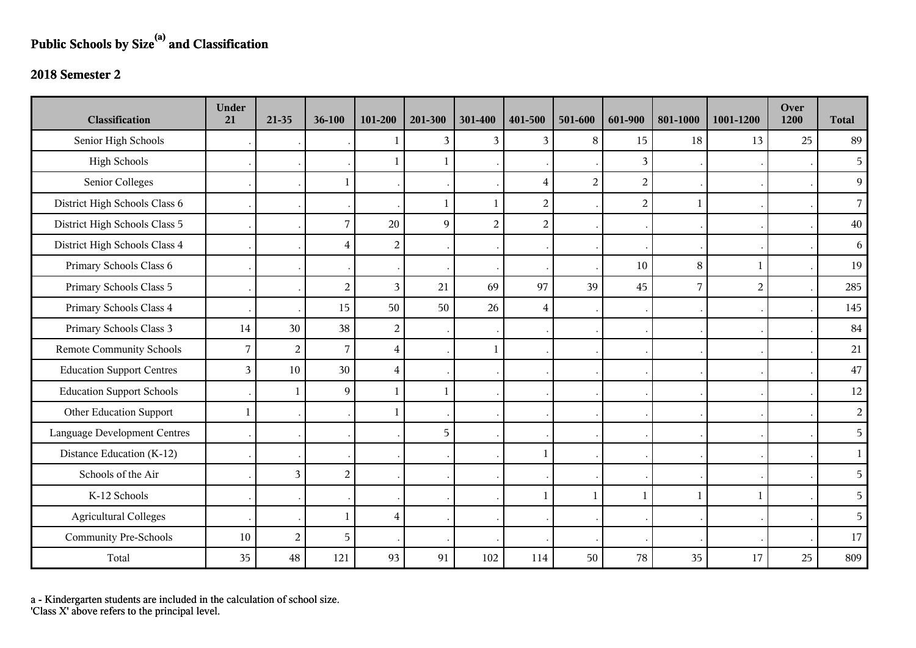# Public Schools by Size[a] and Classification

## 2018 Semester 2

| Classification | Under 21 | 21-35 | 36-100 | 101-200 | 201-300 | 301-400 | 401-500 | 501-600 | 601-900 | 801-1000 | 1001-1200 | Over 1200 | Total |
|---|---|---|---|---|---|---|---|---|---|---|---|---|---|
| Senior High Schools | . | . | . | 1 | 3 | 3 | 3 | 8 | 15 | 18 | 13 | 25 | 89 |
| High Schools | . | . | . | 1 | 1 | . | . | . | 3 | . | . | . | 5 |
| Senior Colleges | . | . | 1 | . | . | . | 4 | 2 | 2 | . | . | . | 9 |
| District High Schools Class 6 | . | . | . | . | 1 | 1 | 2 | . | 2 | 1 | . | . | 7 |
| District High Schools Class 5 | . | . | 7 | 20 | 9 | 2 | 2 | . | . | . | . | . | 40 |
| District High Schools Class 4 | . | . | 4 | 2 | . | . | . | . | . | . | . | . | 6 |
| Primary Schools Class 6 | . | . | . | . | . | . | . | . | 10 | 8 | 1 | . | 19 |
| Primary Schools Class 5 | . | . | 2 | 3 | 21 | 69 | 97 | 39 | 45 | 7 | 2 | . | 285 |
| Primary Schools Class 4 | . | . | 15 | 50 | 50 | 26 | 4 | . | . | . | . | . | 145 |
| Primary Schools Class 3 | 14 | 30 | 38 | 2 | . | . | . | . | . | . | . | . | 84 |
| Remote Community Schools | 7 | 2 | 7 | 4 | . | 1 | . | . | . | . | . | . | 21 |
| Education Support Centres | 3 | 10 | 30 | 4 | . | . | . | . | . | . | . | . | 47 |
| Education Support Schools | . | 1 | 9 | 1 | 1 | . | . | . | . | . | . | . | 12 |
| Other Education Support | 1 | . | . | 1 | . | . | . | . | . | . | . | . | 2 |
| Language Development Centres | . | . | . | . | 5 | . | . | . | . | . | . | . | 5 |
| Distance Education (K-12) | . | . | . | . | . | . | 1 | . | . | . | . | . | 1 |
| Schools of the Air | . | 3 | 2 | . | . | . | . | . | . | . | . | . | 5 |
| K-12 Schools | . | . | . | . | . | . | 1 | 1 | 1 | 1 | 1 | . | 5 |
| Agricultural Colleges | . | . | 1 | 4 | . | . | . | . | . | . | . | . | 5 |
| Community Pre-Schools | 10 | 2 | 5 | . | . | . | . | . | . | . | . | . | 17 |
| Total | 35 | 48 | 121 | 93 | 91 | 102 | 114 | 50 | 78 | 35 | 17 | 25 | 809 |

a - Kindergarten students are included in the calculation of school size.
'Class X' above refers to the principal level.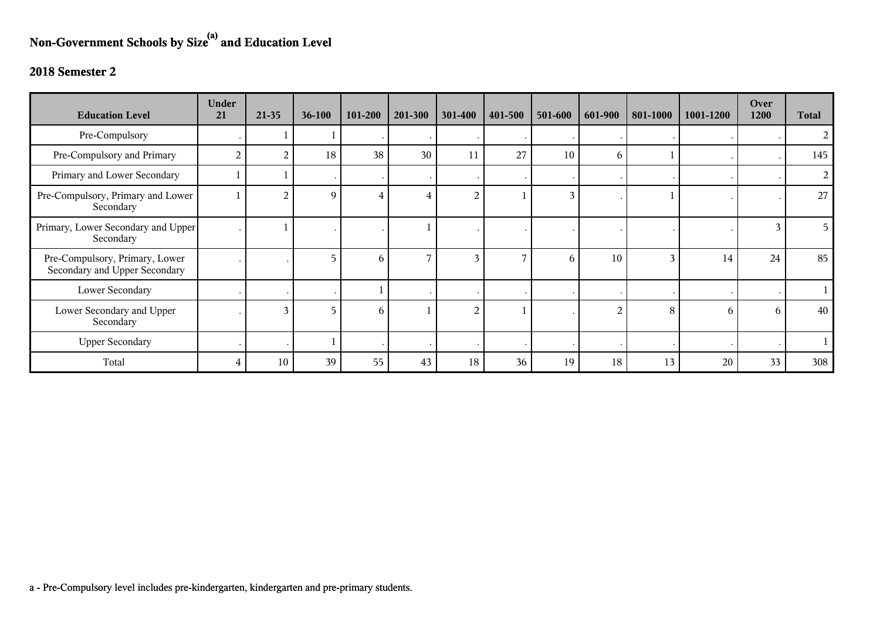# Non-Government Schools by Size[(a)] and Education Level

## 2018 Semester 2

| Education Level | Under 21 | 21-35 | 36-100 | 101-200 | 201-300 | 301-400 | 401-500 | 501-600 | 601-900 | 801-1000 | 1001-1200 | Over 1200 | Total |
|---|---|---|---|---|---|---|---|---|---|---|---|---|---|
| Pre-Compulsory | . | 1 | 1 | . | . | . | . | . | . | . | . | . | 2 |
| Pre-Compulsory and Primary | 2 | 2 | 18 | 38 | 30 | 11 | 27 | 10 | 6 | 1 | . | . | 145 |
| Primary and Lower Secondary | 1 | 1 | . | . | . | . | . | . | . | . | . | . | 2 |
| Pre-Compulsory, Primary and Lower Secondary | 1 | 2 | 9 | 4 | 4 | 2 | 1 | 3 | . | 1 | . | . | 27 |
| Primary, Lower Secondary and Upper Secondary | . | 1 | . | . | 1 | . | . | . | . | . | . | 3 | 5 |
| Pre-Compulsory, Primary, Lower Secondary and Upper Secondary | . | . | 5 | 6 | 7 | 3 | 7 | 6 | 10 | 3 | 14 | 24 | 85 |
| Lower Secondary | . | . | . | 1 | . | . | . | . | . | . | . | . | 1 |
| Lower Secondary and Upper Secondary | . | 3 | 5 | 6 | 1 | 2 | 1 | . | 2 | 8 | 6 | 6 | 40 |
| Upper Secondary | . | . | 1 | . | . | . | . | . | . | . | . | . | 1 |
| Total | 4 | 10 | 39 | 55 | 43 | 18 | 36 | 19 | 18 | 13 | 20 | 33 | 308 |

a - Pre-Compulsory level includes pre-kindergarten, kindergarten and pre-primary students.